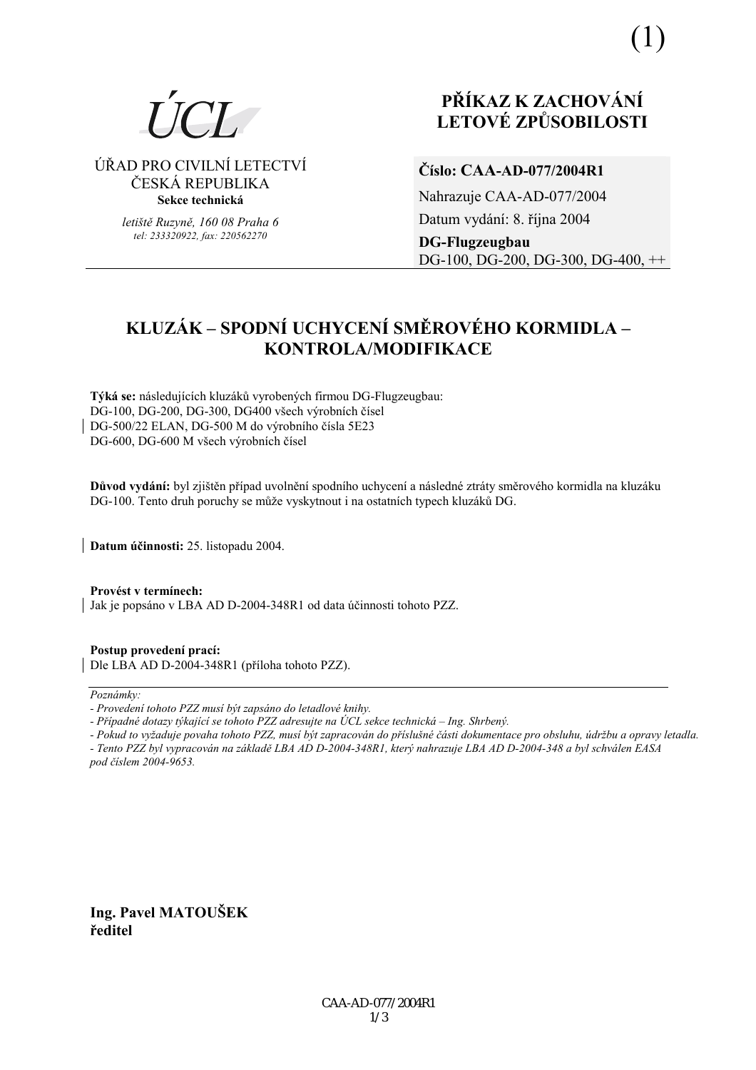(1)

ÚCL

ÚŘAD PRO CIVILNÍ LETECTVÍ
ČESKÁ REPUBLIKA
**Sekce technická**

*letiště Ruzyně, 160 08 Praha 6*
*tel: 233320922, fax: 220562270*

# PŘÍKAZ K ZACHOVÁNÍ LETOVÉ ZPŮSOBILOSTI

**Číslo: CAA-AD-077/2004R1**

Nahrazuje CAA-AD-077/2004

Datum vydání: 8. října 2004

**DG-Flugzeugbau**
DG-100, DG-200, DG-300, DG-400, ++

## KLUZÁK – SPODNÍ UCHYCENÍ SMĚROVÉHO KORMIDLA – KONTROLA/MODIFIKACE

**Týká se:** následujících kluzáků vyrobených firmou DG-Flugzeugbau:
DG-100, DG-200, DG-300, DG400 všech výrobních čísel
DG-500/22 ELAN, DG-500 M do výrobního čísla 5E23
DG-600, DG-600 M všech výrobních čísel

**Důvod vydání:** byl zjištěn případ uvolnění spodního uchycení a následné ztráty směrového kormidla na kluzáku DG-100. Tento druh poruchy se může vyskytnout i na ostatních typech kluzáků DG.

**Datum účinnosti:** 25. listopadu 2004.

**Provést v termínech:**
Jak je popsáno v LBA AD D-2004-348R1 od data účinnosti tohoto PZZ.

**Postup provedení prací:**
Dle LBA AD D-2004-348R1 (příloha tohoto PZZ).

*Poznámky:*
*- Provedení tohoto PZZ musí být zapsáno do letadlové knihy.*
*- Případné dotazy týkající se tohoto PZZ adresujte na ÚCL sekce technická – Ing. Shrbený.*
*- Pokud to vyžaduje povaha tohoto PZZ, musí být zapracován do příslušné části dokumentace pro obsluhu, údržbu a opravy letadla.*
*- Tento PZZ byl vypracován na základě LBA AD D-2004-348R1, který nahrazuje LBA AD D-2004-348 a byl schválen EASA pod číslem 2004-9653.*

**Ing. Pavel MATOUŠEK**
**ředitel**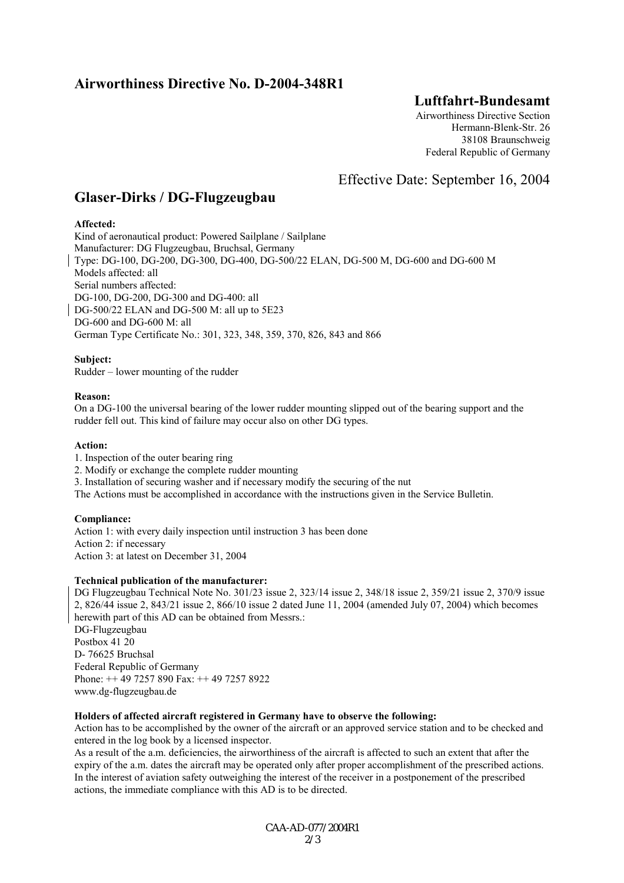# Airworthiness Directive No. D-2004-348R1

## Luftfahrt-Bundesamt

Airworthiness Directive Section
Hermann-Blenk-Str. 26
38108 Braunschweig
Federal Republic of Germany

Effective Date: September 16, 2004

## Glaser-Dirks / DG-Flugzeugbau

**Affected:**

Kind of aeronautical product: Powered Sailplane / Sailplane
Manufacturer: DG Flugzeugbau, Bruchsal, Germany
Type: DG-100, DG-200, DG-300, DG-400, DG-500/22 ELAN, DG-500 M, DG-600 and DG-600 M
Models affected: all
Serial numbers affected:
DG-100, DG-200, DG-300 and DG-400: all
DG-500/22 ELAN and DG-500 M: all up to 5E23
DG-600 and DG-600 M: all
German Type Certificate No.: 301, 323, 348, 359, 370, 826, 843 and 866

**Subject:**

Rudder – lower mounting of the rudder

**Reason:**

On a DG-100 the universal bearing of the lower rudder mounting slipped out of the bearing support and the rudder fell out. This kind of failure may occur also on other DG types.

**Action:**

1. Inspection of the outer bearing ring
2. Modify or exchange the complete rudder mounting
3. Installation of securing washer and if necessary modify the securing of the nut

The Actions must be accomplished in accordance with the instructions given in the Service Bulletin.

**Compliance:**

Action 1: with every daily inspection until instruction 3 has been done
Action 2: if necessary
Action 3: at latest on December 31, 2004

**Technical publication of the manufacturer:**

DG Flugzeugbau Technical Note No. 301/23 issue 2, 323/14 issue 2, 348/18 issue 2, 359/21 issue 2, 370/9 issue 2, 826/44 issue 2, 843/21 issue 2, 866/10 issue 2 dated June 11, 2004 (amended July 07, 2004) which becomes herewith part of this AD can be obtained from Messrs.:
DG-Flugzeugbau
Postbox 41 20
D- 76625 Bruchsal
Federal Republic of Germany
Phone: ++ 49 7257 890 Fax: ++ 49 7257 8922
www.dg-flugzeugbau.de

**Holders of affected aircraft registered in Germany have to observe the following:**

Action has to be accomplished by the owner of the aircraft or an approved service station and to be checked and entered in the log book by a licensed inspector.
As a result of the a.m. deficiencies, the airworthiness of the aircraft is affected to such an extent that after the expiry of the a.m. dates the aircraft may be operated only after proper accomplishment of the prescribed actions. In the interest of aviation safety outweighing the interest of the receiver in a postponement of the prescribed actions, the immediate compliance with this AD is to be directed.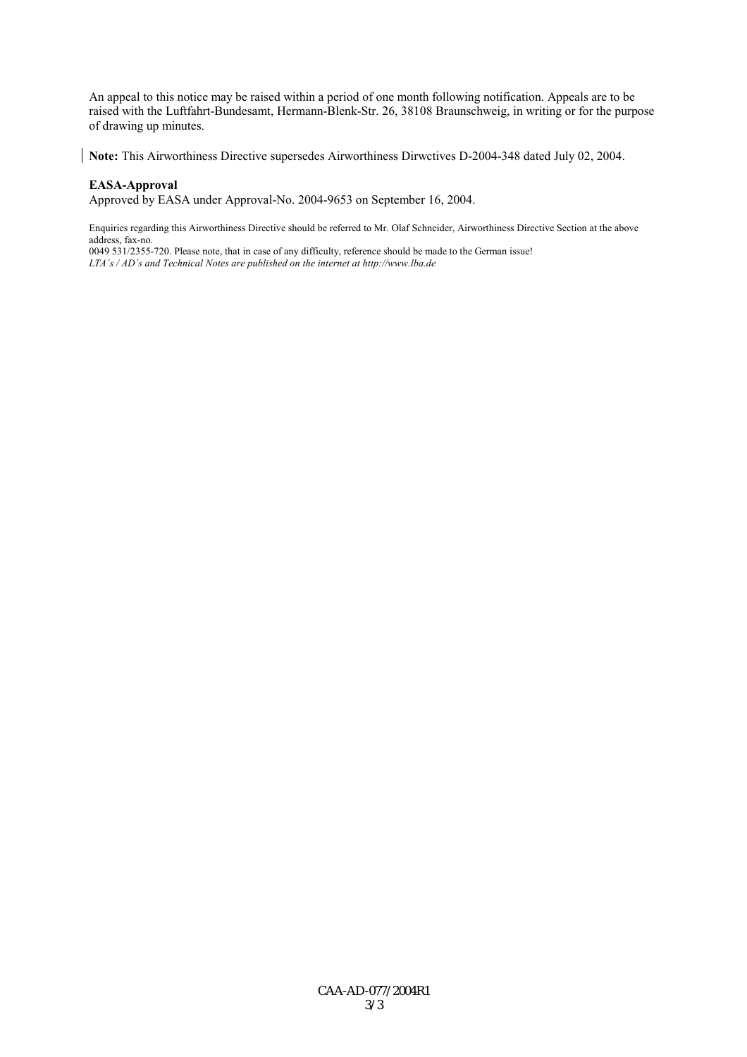An appeal to this notice may be raised within a period of one month following notification. Appeals are to be raised with the Luftfahrt-Bundesamt, Hermann-Blenk-Str. 26, 38108 Braunschweig, in writing or for the purpose of drawing up minutes.

**Note:** This Airworthiness Directive supersedes Airworthiness Dirwctives D-2004-348 dated July 02, 2004.

**EASA-Approval**
Approved by EASA under Approval-No. 2004-9653 on September 16, 2004.

Enquiries regarding this Airworthiness Directive should be referred to Mr. Olaf Schneider, Airworthiness Directive Section at the above address, fax-no.
0049 531/2355-720. Please note, that in case of any difficulty, reference should be made to the German issue!
*LTA´s / AD´s and Technical Notes are published on the internet at http://www.lba.de*